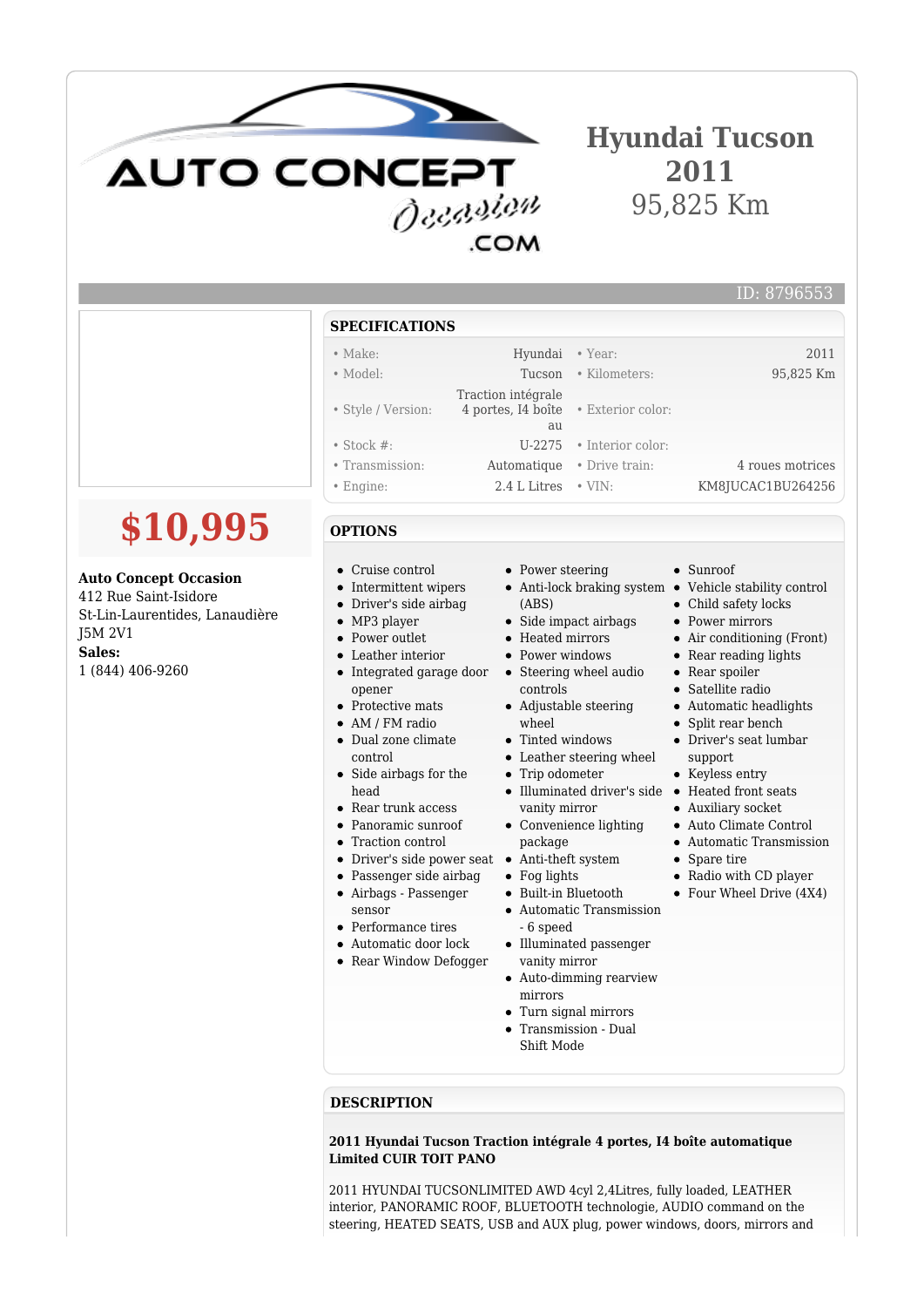AUTO CONCEPT Occasion .COM

# Hyundai Tucson 2011

95,825 Km

ID: 8796553

## $10,995

**Auto Concept Occasion**
412 Rue Saint-Isidore
St-Lin-Laurentides, Lanaudière
J5M 2V1
**Sales:**
1 (844) 406-9260

## SPECIFICATIONS

| | | | |
|---|---|---|---|
| • Make: | Hyundai | • Year: | 2011 |
| • Model: | Tucson | • Kilometers: | 95,825 Km |
| • Style / Version: | Traction intégrale 4 portes, I4 boîte au | • Exterior color: | |
| • Stock #: | U-2275 | • Interior color: | |
| • Transmission: | Automatique | • Drive train: | 4 roues motrices |
| • Engine: | 2.4 L Litres | • VIN: | KM8JUCAC1BU264256 |

## OPTIONS

- Cruise control
- Intermittent wipers
- Driver's side airbag
- MP3 player
- Power outlet
- Leather interior
- Integrated garage door opener
- Protective mats
- AM / FM radio
- Dual zone climate control
- Side airbags for the head
- Rear trunk access
- Panoramic sunroof
- Traction control
- Driver's side power seat
- Passenger side airbag
- Airbags - Passenger sensor
- Performance tires
- Automatic door lock
- Rear Window Defogger
- Power steering
- Anti-lock braking system (ABS)
- Side impact airbags
- Heated mirrors
- Power windows
- Steering wheel audio controls
- Adjustable steering wheel
- Tinted windows
- Leather steering wheel
- Trip odometer
- Illuminated driver's side vanity mirror
- Convenience lighting package
- Anti-theft system
- Fog lights
- Built-in Bluetooth
- Automatic Transmission - 6 speed
- Illuminated passenger vanity mirror
- Auto-dimming rearview mirrors
- Turn signal mirrors
- Transmission - Dual Shift Mode
- Sunroof
- Vehicle stability control
- Child safety locks
- Power mirrors
- Air conditioning (Front)
- Rear reading lights
- Rear spoiler
- Satellite radio
- Automatic headlights
- Split rear bench
- Driver's seat lumbar support
- Keyless entry
- Heated front seats
- Auxiliary socket
- Auto Climate Control
- Automatic Transmission
- Spare tire
- Radio with CD player
- Four Wheel Drive (4X4)

## DESCRIPTION

**2011 Hyundai Tucson Traction intégrale 4 portes, I4 boîte automatique Limited CUIR TOIT PANO**

2011 HYUNDAI TUCSONLIMITED AWD 4cyl 2,4Litres, fully loaded, LEATHER interior, PANORAMIC ROOF, BLUETOOTH technologie, AUDIO command on the steering, HEATED SEATS, USB and AUX plug, power windows, doors, mirrors and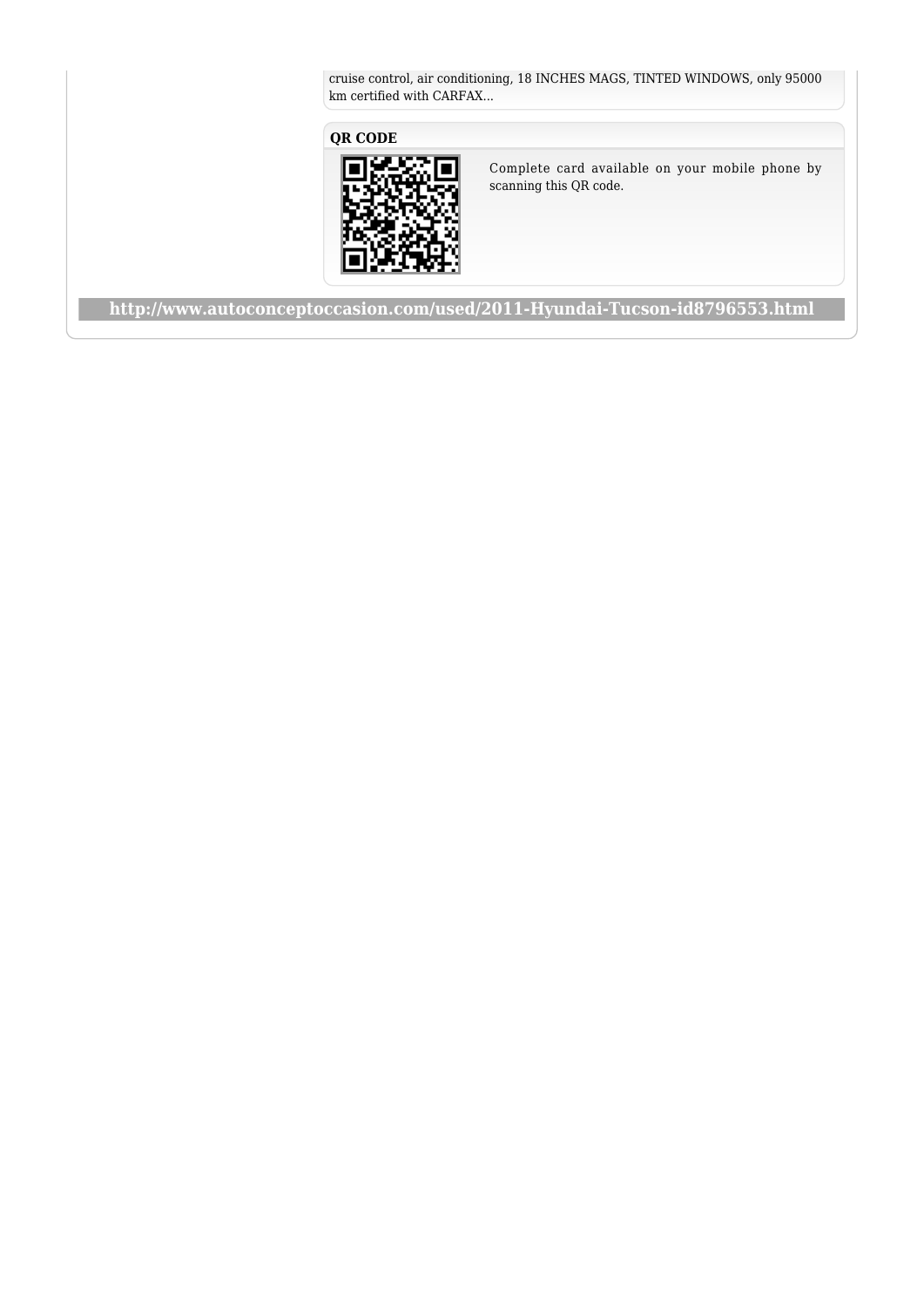cruise control, air conditioning, 18 INCHES MAGS, TINTED WINDOWS, only 95000 km certified with CARFAX...

**QR CODE**

Complete card available on your mobile phone by scanning this QR code.

**http://www.autoconceptoccasion.com/used/2011-Hyundai-Tucson-id8796553.html**